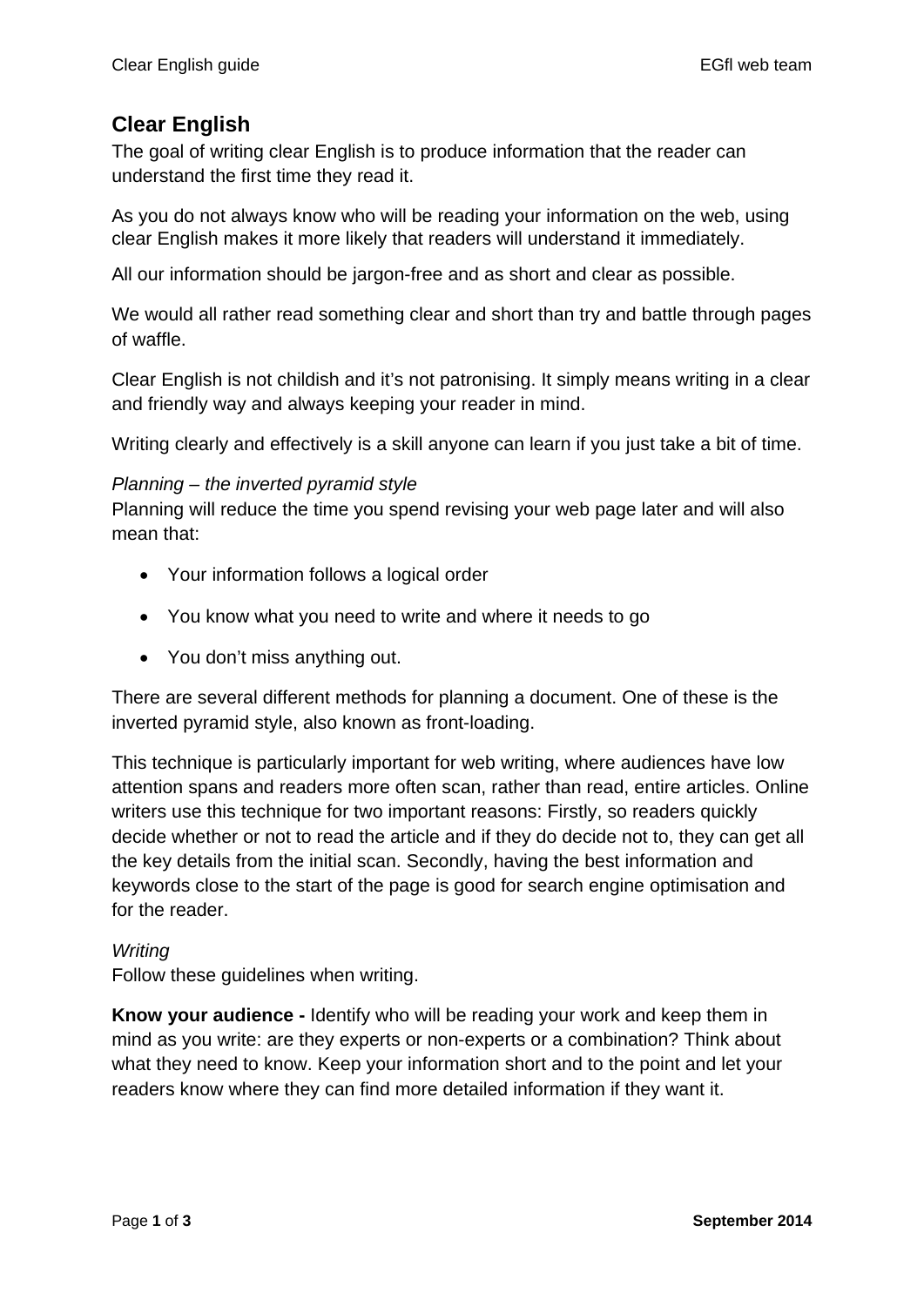## Clear English

The goal of writing clear English is to produce information that the reader can understand the first time they read it.

As you do not always know who will be reading your information on the web, using clear English makes it more likely that readers will understand it immediately.

All our information should be jargon-free and as short and clear as possible.

We would all rather read something clear and short than try and battle through pages of waffle.

Clear English is not childish and it's not patronising. It simply means writing in a clear and friendly way and always keeping your reader in mind.

Writing clearly and effectively is a skill anyone can learn if you just take a bit of time.

*Planning – the inverted pyramid style*

Planning will reduce the time you spend revising your web page later and will also mean that:

- Your information follows a logical order
- You know what you need to write and where it needs to go
- You don't miss anything out.

There are several different methods for planning a document. One of these is the inverted pyramid style, also known as front-loading.

This technique is particularly important for web writing, where audiences have low attention spans and readers more often scan, rather than read, entire articles. Online writers use this technique for two important reasons: Firstly, so readers quickly decide whether or not to read the article and if they do decide not to, they can get all the key details from the initial scan. Secondly, having the best information and keywords close to the start of the page is good for search engine optimisation and for the reader.

*Writing*

Follow these guidelines when writing.

**Know your audience -** Identify who will be reading your work and keep them in mind as you write: are they experts or non-experts or a combination? Think about what they need to know. Keep your information short and to the point and let your readers know where they can find more detailed information if they want it.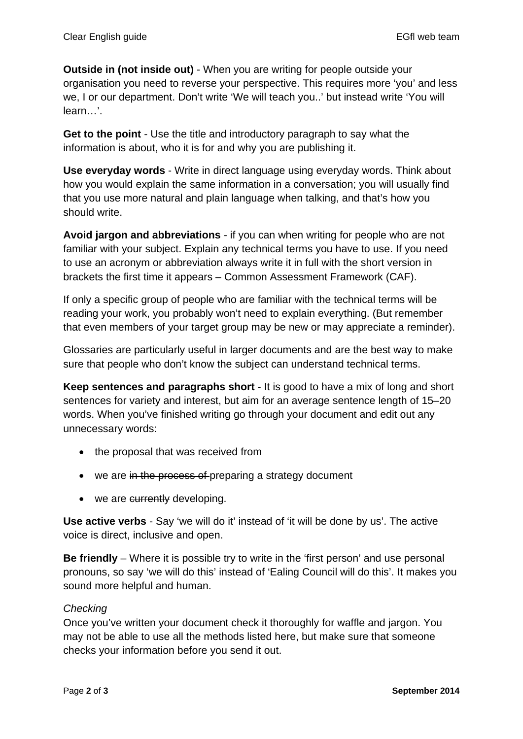**Outside in (not inside out)** - When you are writing for people outside your organisation you need to reverse your perspective. This requires more 'you' and less we, I or our department. Don't write 'We will teach you..' but instead write 'You will learn…'.

**Get to the point** - Use the title and introductory paragraph to say what the information is about, who it is for and why you are publishing it.

**Use everyday words** - Write in direct language using everyday words. Think about how you would explain the same information in a conversation; you will usually find that you use more natural and plain language when talking, and that's how you should write.

**Avoid jargon and abbreviations** - if you can when writing for people who are not familiar with your subject. Explain any technical terms you have to use. If you need to use an acronym or abbreviation always write it in full with the short version in brackets the first time it appears – Common Assessment Framework (CAF).

If only a specific group of people who are familiar with the technical terms will be reading your work, you probably won't need to explain everything. (But remember that even members of your target group may be new or may appreciate a reminder).

Glossaries are particularly useful in larger documents and are the best way to make sure that people who don't know the subject can understand technical terms.

**Keep sentences and paragraphs short** - It is good to have a mix of long and short sentences for variety and interest, but aim for an average sentence length of 15–20 words. When you've finished writing go through your document and edit out any unnecessary words:

- the proposal ~~that was received~~ from
- we are ~~in the process of~~ preparing a strategy document
- we are ~~currently~~ developing.

**Use active verbs** - Say 'we will do it' instead of 'it will be done by us'. The active voice is direct, inclusive and open.

**Be friendly** – Where it is possible try to write in the 'first person' and use personal pronouns, so say 'we will do this' instead of 'Ealing Council will do this'. It makes you sound more helpful and human.

*Checking*

Once you've written your document check it thoroughly for waffle and jargon. You may not be able to use all the methods listed here, but make sure that someone checks your information before you send it out.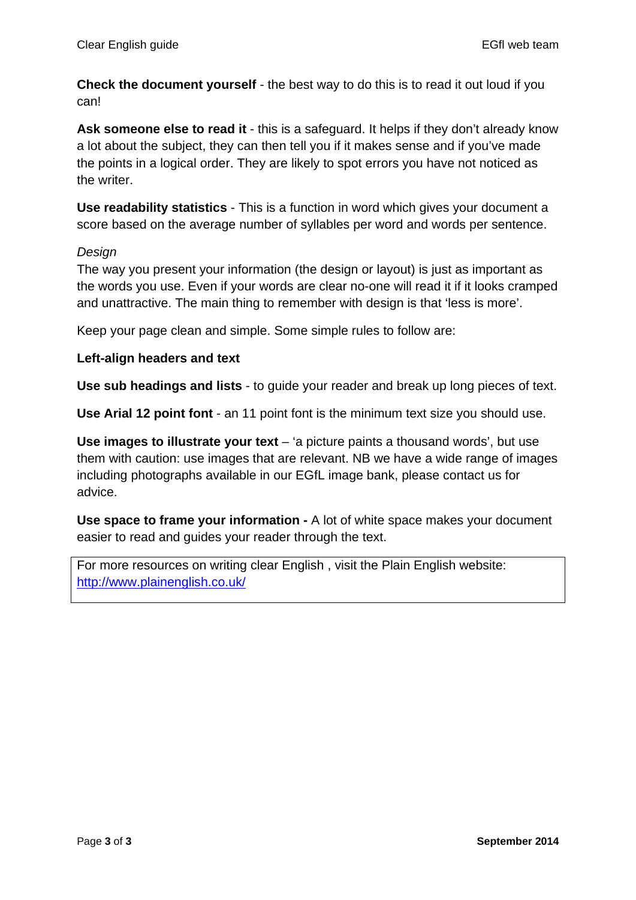**Check the document yourself** - the best way to do this is to read it out loud if you can!

**Ask someone else to read it** - this is a safeguard. It helps if they don't already know a lot about the subject, they can then tell you if it makes sense and if you've made the points in a logical order. They are likely to spot errors you have not noticed as the writer.

**Use readability statistics** - This is a function in word which gives your document a score based on the average number of syllables per word and words per sentence.

*Design*

The way you present your information (the design or layout) is just as important as the words you use. Even if your words are clear no-one will read it if it looks cramped and unattractive. The main thing to remember with design is that 'less is more'.

Keep your page clean and simple. Some simple rules to follow are:

**Left-align headers and text**

**Use sub headings and lists** - to guide your reader and break up long pieces of text.

**Use Arial 12 point font** - an 11 point font is the minimum text size you should use.

**Use images to illustrate your text** – 'a picture paints a thousand words', but use them with caution: use images that are relevant. NB we have a wide range of images including photographs available in our EGfL image bank, please contact us for advice.

**Use space to frame your information -** A lot of white space makes your document easier to read and guides your reader through the text.

For more resources on writing clear English , visit the Plain English website: [http://www.plainenglish.co.uk/](http://www.plainenglish.co.uk/)